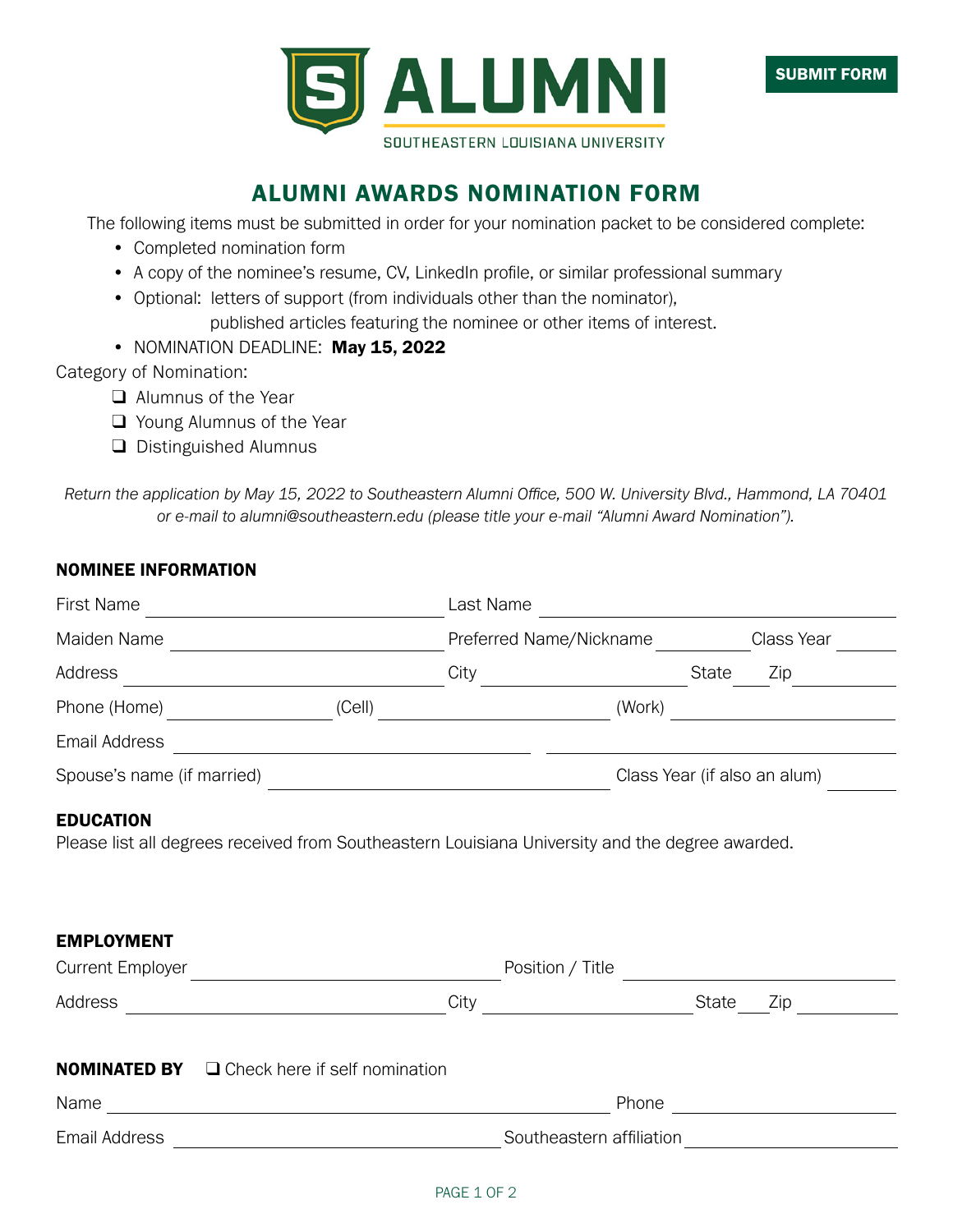SUBMIT FORM

ALUMNI

SOUTHEASTERN LOUISIANA UNIVERSITY

# ALUMNI AWARDS NOMINATION FORM

The following items must be submitted in order for your nomination packet to be considered complete:

- Completed nomination form
- A copy of the nominee's resume, CV, LinkedIn profile, or similar professional summary
- Optional: letters of support (from individuals other than the nominator), published articles featuring the nominee or other items of interest.
- NOMINATION DEADLINE: **May 15, 2022**

Category of Nomination:

- ❑ Alumnus of the Year
- ❑ Young Alumnus of the Year
- ❑ Distinguished Alumnus

*Return the application by May 15, 2022 to Southeastern Alumni Office, 500 W. University Blvd., Hammond, LA 70401 or e-mail to alumni@southeastern.edu (please title your e-mail "Alumni Award Nomination").*

## NOMINEE INFORMATION

First Name ______________________ Last Name ______________________

Maiden Name ______________________ Preferred Name/Nickname __________ Class Year ______

Address ______________________ City ______________ State ____ Zip ________

Phone (Home) ____________ (Cell) ______________ (Work) ______________

Email Address ______________________ ______________________

Spouse's name (if married) ______________________ Class Year (if also an alum) ______

## EDUCATION

Please list all degrees received from Southeastern Louisiana University and the degree awarded.

## EMPLOYMENT

Current Employer ______________________ Position / Title ______________________

Address ______________________ City ______________ State ____ Zip ________

## NOMINATED BY ❑ Check here if self nomination

Name ______________________ Phone ______________________

Email Address ______________________ Southeastern affiliation ______________________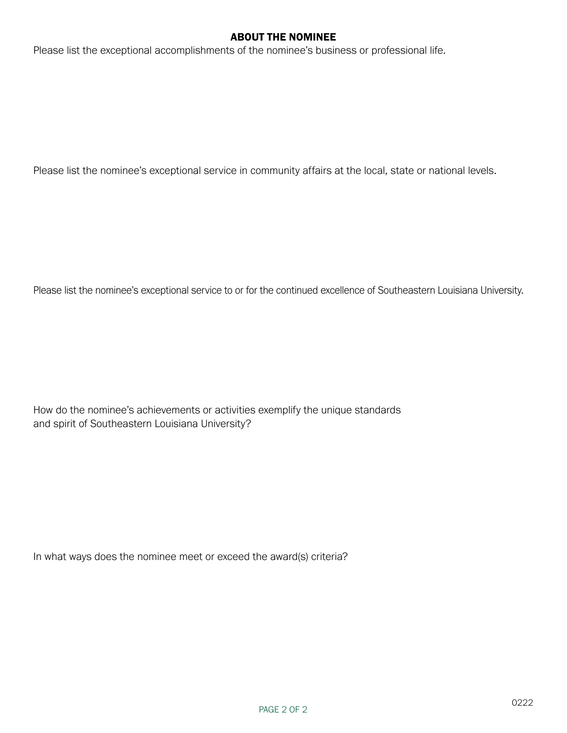## ABOUT THE NOMINEE

Please list the exceptional accomplishments of the nominee's business or professional life.

Please list the nominee's exceptional service in community affairs at the local, state or national levels.

Please list the nominee's exceptional service to or for the continued excellence of Southeastern Louisiana University.

How do the nominee's achievements or activities exemplify the unique standards and spirit of Southeastern Louisiana University?

In what ways does the nominee meet or exceed the award(s) criteria?

0222